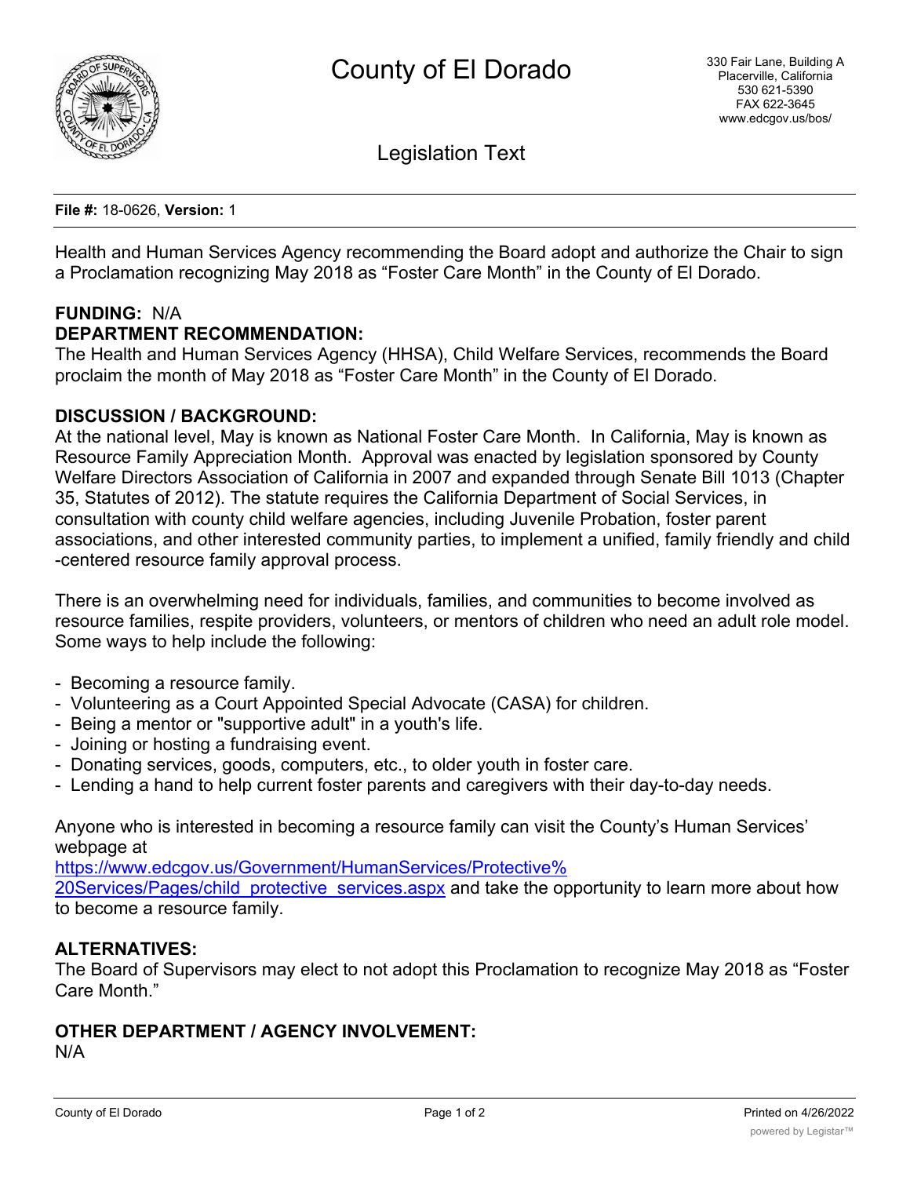# County of El Dorado

330 Fair Lane, Building A
Placerville, California
530 621-5390
FAX 622-3645
www.edcgov.us/bos/

## Legislation Text

**File #:** 18-0626, **Version:** 1

Health and Human Services Agency recommending the Board adopt and authorize the Chair to sign a Proclamation recognizing May 2018 as “Foster Care Month” in the County of El Dorado.

**FUNDING:** N/A

**DEPARTMENT RECOMMENDATION:**

The Health and Human Services Agency (HHSA), Child Welfare Services, recommends the Board proclaim the month of May 2018 as “Foster Care Month” in the County of El Dorado.

**DISCUSSION / BACKGROUND:**

At the national level, May is known as National Foster Care Month. In California, May is known as Resource Family Appreciation Month. Approval was enacted by legislation sponsored by County Welfare Directors Association of California in 2007 and expanded through Senate Bill 1013 (Chapter 35, Statutes of 2012). The statute requires the California Department of Social Services, in consultation with county child welfare agencies, including Juvenile Probation, foster parent associations, and other interested community parties, to implement a unified, family friendly and child-centered resource family approval process.

There is an overwhelming need for individuals, families, and communities to become involved as resource families, respite providers, volunteers, or mentors of children who need an adult role model. Some ways to help include the following:

- Becoming a resource family.
- Volunteering as a Court Appointed Special Advocate (CASA) for children.
- Being a mentor or "supportive adult" in a youth's life.
- Joining or hosting a fundraising event.
- Donating services, goods, computers, etc., to older youth in foster care.
- Lending a hand to help current foster parents and caregivers with their day-to-day needs.

Anyone who is interested in becoming a resource family can visit the County’s Human Services' webpage at https://www.edcgov.us/Government/HumanServices/Protective%20Services/Pages/child_protective_services.aspx and take the opportunity to learn more about how to become a resource family.

**ALTERNATIVES:**

The Board of Supervisors may elect to not adopt this Proclamation to recognize May 2018 as “Foster Care Month.”

**OTHER DEPARTMENT / AGENCY INVOLVEMENT:**

N/A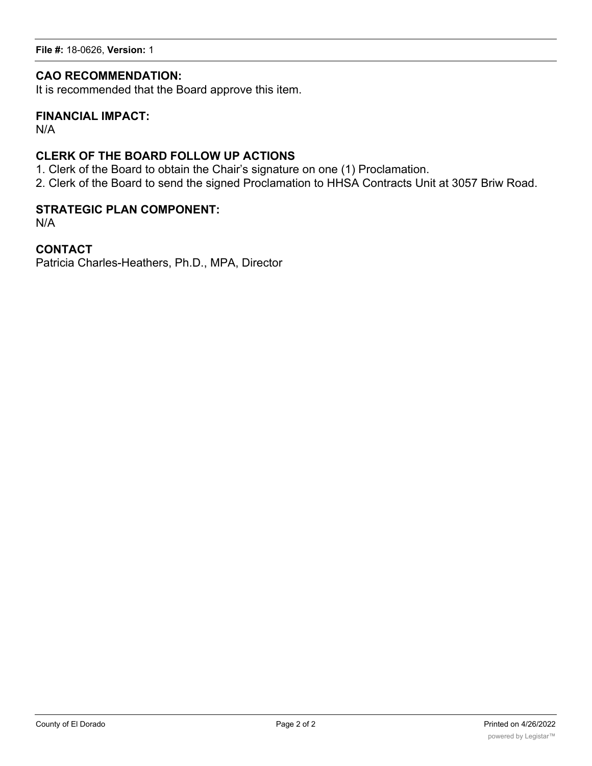**File #:** 18-0626, **Version:** 1

## CAO RECOMMENDATION:

It is recommended that the Board approve this item.

## FINANCIAL IMPACT:

N/A

## CLERK OF THE BOARD FOLLOW UP ACTIONS

1. Clerk of the Board to obtain the Chair's signature on one (1) Proclamation.
2. Clerk of the Board to send the signed Proclamation to HHSA Contracts Unit at 3057 Briw Road.

## STRATEGIC PLAN COMPONENT:

N/A

## CONTACT

Patricia Charles-Heathers, Ph.D., MPA, Director